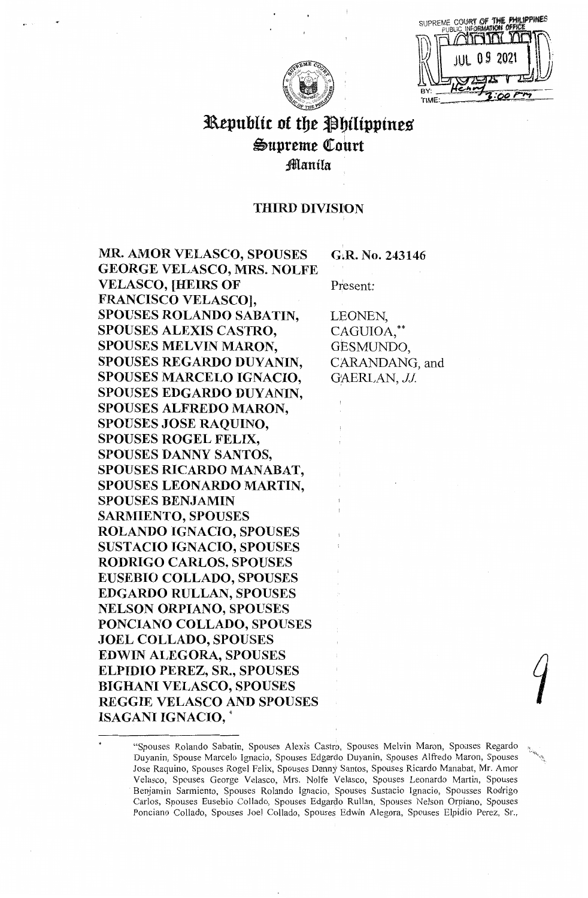# Republic of the Philippines
## Supreme Court
### Manila

**THIRD DIVISION**

**MR. AMOR VELASCO, SPOUSES GEORGE VELASCO, MRS. NOLFE VELASCO, [HEIRS OF FRANCISCO VELASCO], SPOUSES ROLANDO SABATIN, SPOUSES ALEXIS CASTRO, SPOUSES MELVIN MARON, SPOUSES REGARDO DUYANIN, SPOUSES MARCELO IGNACIO, SPOUSES EDGARDO DUYANIN, SPOUSES ALFREDO MARON, SPOUSES JOSE RAQUINO, SPOUSES ROGEL FELIX, SPOUSES DANNY SANTOS, SPOUSES RICARDO MANABAT, SPOUSES LEONARDO MARTIN, SPOUSES BENJAMIN SARMIENTO, SPOUSES ROLANDO IGNACIO, SPOUSES SUSTACIO IGNACIO, SPOUSES RODRIGO CARLOS, SPOUSES EUSEBIO COLLADO, SPOUSES EDGARDO RULLAN, SPOUSES NELSON ORPIANO, SPOUSES PONCIANO COLLADO, SPOUSES JOEL COLLADO, SPOUSES EDWIN ALEGORA, SPOUSES ELPIDIO PEREZ, SR., SPOUSES BIGHANI VELASCO, SPOUSES REGGIE VELASCO AND SPOUSES ISAGANI IGNACIO,** *

**G.R. No. 243146**

Present:

LEONEN,
CAGUIOA,**
GESMUNDO,
CARANDANG, and
GAERLAN, *JJ.*

---

\* "Spouses Rolando Sabatin, Spouses Alexis Castro, Spouses Melvin Maron, Spouses Regardo Duyanin, Spouse Marcelo Ignacio, Spouses Edgardo Duyanin, Spouses Alfredo Maron, Spouses Jose Raquino, Spouses Rogel Felix, Spouses Danny Santos, Spouses Ricardo Manabat, Mr. Amor Velasco, Spouses George Velasco, Mrs. Nolfe Velasco, Spouses Leonardo Martin, Spouses Benjamin Sarmiento, Spouses Rolando Ignacio, Spouses Sustacio Ignacio, Spousses Rodrigo Carlos, Spouses Eusebio Collado, Spouses Edgardo Rullan, Spouses Nelson Orpiano, Spouses Ponciano Collado, Spouses Joel Collado, Spouses Edwin Alegora, Spouses Elpidio Perez, Sr.,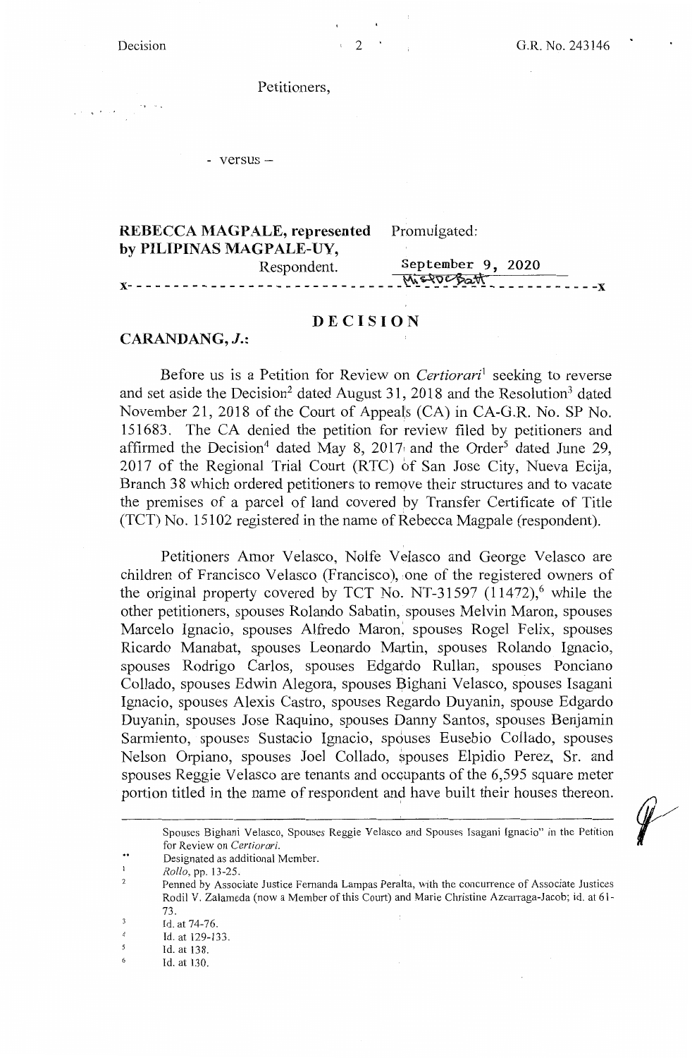Petitioners,

- versus –

**REBECCA MAGPALE, represented by PILIPINAS MAGPALE-UY,**
Respondent.

Promulgated:

September 9, 2020

x- - - - - - - - - - - - - - - - - - - - - - - - - - - - - - - - - - - - - - - - - - - - - - - - - - - - -x

# DECISION

**CARANDANG, *J.*:**

Before us is a Petition for Review on *Certiorari*[1] seeking to reverse and set aside the Decision[2] dated August 31, 2018 and the Resolution[3] dated November 21, 2018 of the Court of Appeals (CA) in CA-G.R. No. SP No. 151683. The CA denied the petition for review filed by petitioners and affirmed the Decision[4] dated May 8, 2017 and the Order[5] dated June 29, 2017 of the Regional Trial Court (RTC) of San Jose City, Nueva Ecija, Branch 38 which ordered petitioners to remove their structures and to vacate the premises of a parcel of land covered by Transfer Certificate of Title (TCT) No. 15102 registered in the name of Rebecca Magpale (respondent).

Petitioners Amor Velasco, Nolfe Velasco and George Velasco are children of Francisco Velasco (Francisco), one of the registered owners of the original property covered by TCT No. NT-31597 (11472),[6] while the other petitioners, spouses Rolando Sabatin, spouses Melvin Maron, spouses Marcelo Ignacio, spouses Alfredo Maron, spouses Rogel Felix, spouses Ricardo Manabat, spouses Leonardo Martin, spouses Rolando Ignacio, spouses Rodrigo Carlos, spouses Edgardo Rullan, spouses Ponciano Collado, spouses Edwin Alegora, spouses Bighani Velasco, spouses Isagani Ignacio, spouses Alexis Castro, spouses Regardo Duyanin, spouse Edgardo Duyanin, spouses Jose Raquino, spouses Danny Santos, spouses Benjamin Sarmiento, spouses Sustacio Ignacio, spouses Eusebio Collado, spouses Nelson Orpiano, spouses Joel Collado, spouses Elpidio Perez, Sr. and spouses Reggie Velasco are tenants and occupants of the 6,595 square meter portion titled in the name of respondent and have built their houses thereon.

---

Spouses Bighani Velasco, Spouses Reggie Velasco and Spouses Isagani Ignacio" in the Petition for Review on *Certiorari*.

\*\* Designated as additional Member.

[1] *Rollo*, pp. 13-25.

[2] Penned by Associate Justice Fernanda Lampas Peralta, with the concurrence of Associate Justices Rodil V. Zalameda (now a Member of this Court) and Marie Christine Azcarraga-Jacob; id. at 61-73.

[3] Id. at 74-76.

[4] Id. at 129-133.

[5] Id. at 138.

[6] Id. at 130.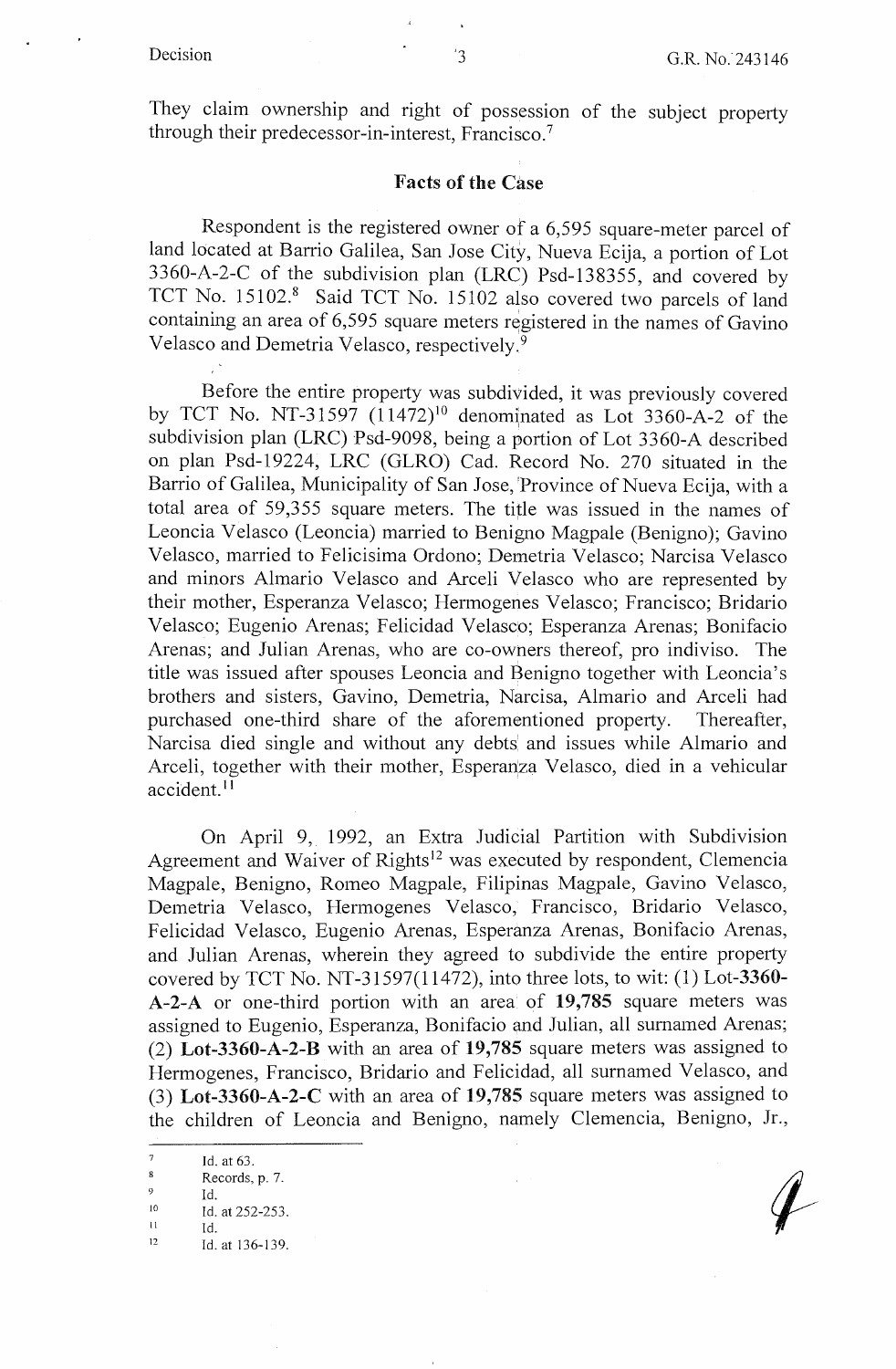They claim ownership and right of possession of the subject property through their predecessor-in-interest, Francisco.[7]

## Facts of the Case

Respondent is the registered owner of a 6,595 square-meter parcel of land located at Barrio Galilea, San Jose City, Nueva Ecija, a portion of Lot 3360-A-2-C of the subdivision plan (LRC) Psd-138355, and covered by TCT No. 15102.[8] Said TCT No. 15102 also covered two parcels of land containing an area of 6,595 square meters registered in the names of Gavino Velasco and Demetria Velasco, respectively.[9]

Before the entire property was subdivided, it was previously covered by TCT No. NT-31597 (11472)[10] denominated as Lot 3360-A-2 of the subdivision plan (LRC) Psd-9098, being a portion of Lot 3360-A described on plan Psd-19224, LRC (GLRO) Cad. Record No. 270 situated in the Barrio of Galilea, Municipality of San Jose, Province of Nueva Ecija, with a total area of 59,355 square meters. The title was issued in the names of Leoncia Velasco (Leoncia) married to Benigno Magpale (Benigno); Gavino Velasco, married to Felicisima Ordono; Demetria Velasco; Narcisa Velasco and minors Almario Velasco and Arceli Velasco who are represented by their mother, Esperanza Velasco; Hermogenes Velasco; Francisco; Bridario Velasco; Eugenio Arenas; Felicidad Velasco; Esperanza Arenas; Bonifacio Arenas; and Julian Arenas, who are co-owners thereof, pro indiviso. The title was issued after spouses Leoncia and Benigno together with Leoncia's brothers and sisters, Gavino, Demetria, Narcisa, Almario and Arceli had purchased one-third share of the aforementioned property. Thereafter, Narcisa died single and without any debts and issues while Almario and Arceli, together with their mother, Esperanza Velasco, died in a vehicular accident.[11]

On April 9, 1992, an Extra Judicial Partition with Subdivision Agreement and Waiver of Rights[12] was executed by respondent, Clemencia Magpale, Benigno, Romeo Magpale, Filipinas Magpale, Gavino Velasco, Demetria Velasco, Hermogenes Velasco, Francisco, Bridario Velasco, Felicidad Velasco, Eugenio Arenas, Esperanza Arenas, Bonifacio Arenas, and Julian Arenas, wherein they agreed to subdivide the entire property covered by TCT No. NT-31597(11472), into three lots, to wit: (1) Lot-**3360-A-2-A** or one-third portion with an area of **19,785** square meters was assigned to Eugenio, Esperanza, Bonifacio and Julian, all surnamed Arenas; (2) **Lot-3360-A-2-B** with an area of **19,785** square meters was assigned to Hermogenes, Francisco, Bridario and Felicidad, all surnamed Velasco, and (3) **Lot-3360-A-2-C** with an area of **19,785** square meters was assigned to the children of Leoncia and Benigno, namely Clemencia, Benigno, Jr.,

---

[7] Id. at 63.

[8] Records, p. 7.

[9] Id.

[10] Id. at 252-253.

[11] Id.

[12] Id. at 136-139.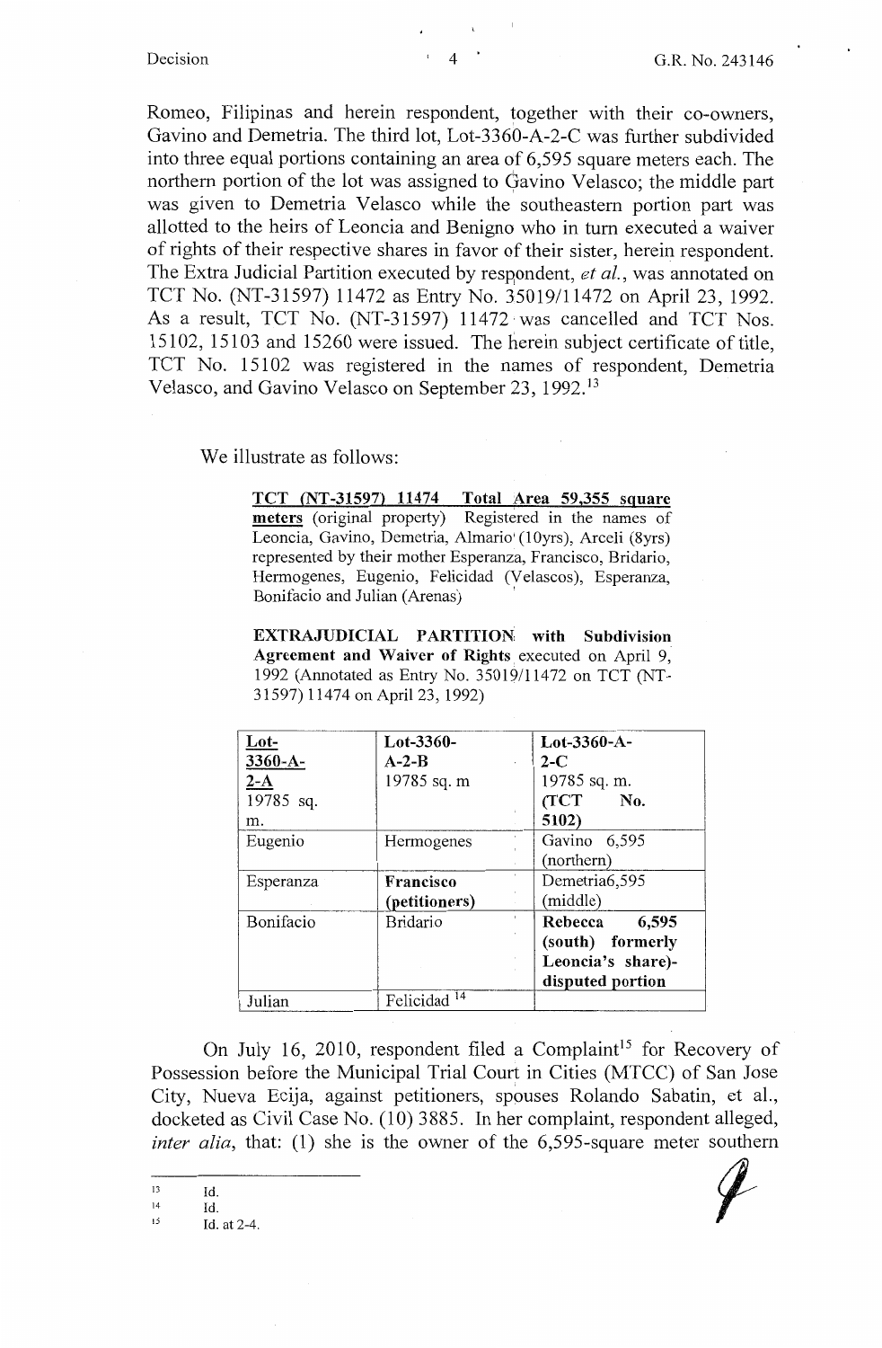Romeo, Filipinas and herein respondent, together with their co-owners, Gavino and Demetria. The third lot, Lot-3360-A-2-C was further subdivided into three equal portions containing an area of 6,595 square meters each. The northern portion of the lot was assigned to Gavino Velasco; the middle part was given to Demetria Velasco while the southeastern portion part was allotted to the heirs of Leoncia and Benigno who in turn executed a waiver of rights of their respective shares in favor of their sister, herein respondent. The Extra Judicial Partition executed by respondent, *et al.*, was annotated on TCT No. (NT-31597) 11472 as Entry No. 35019/11472 on April 23, 1992. As a result, TCT No. (NT-31597) 11472 was cancelled and TCT Nos. 15102, 15103 and 15260 were issued. The herein subject certificate of title, TCT No. 15102 was registered in the names of respondent, Demetria Velasco, and Gavino Velasco on September 23, 1992.[13]

We illustrate as follows:

> **TCT (NT-31597) 11474 Total Area 59,355 square meters** (original property) Registered in the names of Leoncia, Gavino, Demetria, Almario (10yrs), Arceli (8yrs) represented by their mother Esperanza, Francisco, Bridario, Hermogenes, Eugenio, Felicidad (Velascos), Esperanza, Bonifacio and Julian (Arenas)
>
> **EXTRAJUDICIAL PARTITION with Subdivision Agreement and Waiver of Rights** executed on April 9, 1992 (Annotated as Entry No. 35019/11472 on TCT (NT-31597) 11474 on April 23, 1992)

| Lot-3360-A-2-A 19785 sq. m. | Lot-3360-A-2-B 19785 sq. m | Lot-3360-A-2-C 19785 sq. m. (TCT No. 5102) |
|---|---|---|
| Eugenio | Hermogenes | Gavino 6,595 (northern) |
| Esperanza | **Francisco (petitioners)** | Demetria6,595 (middle) |
| Bonifacio | Bridario | **Rebecca 6,595 (south) formerly Leoncia's share)-disputed portion** |
| Julian | Felicidad [14] | |

On July 16, 2010, respondent filed a Complaint[15] for Recovery of Possession before the Municipal Trial Court in Cities (MTCC) of San Jose City, Nueva Ecija, against petitioners, spouses Rolando Sabatin, et al., docketed as Civil Case No. (10) 3885. In her complaint, respondent alleged, *inter alia*, that: (1) she is the owner of the 6,595-square meter southern

---

[13] Id.

[14] Id.

[15] Id. at 2-4.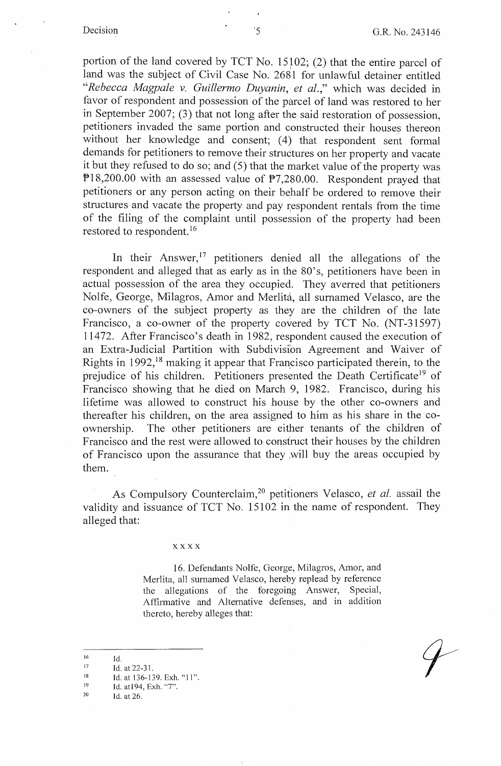portion of the land covered by TCT No. 15102; (2) that the entire parcel of land was the subject of Civil Case No. 2681 for unlawful detainer entitled "*Rebecca Magpale v. Guillermo Duyanin, et al.*," which was decided in favor of respondent and possession of the parcel of land was restored to her in September 2007; (3) that not long after the said restoration of possession, petitioners invaded the same portion and constructed their houses thereon without her knowledge and consent; (4) that respondent sent formal demands for petitioners to remove their structures on her property and vacate it but they refused to do so; and (5) that the market value of the property was ₱18,200.00 with an assessed value of ₱7,280.00. Respondent prayed that petitioners or any person acting on their behalf be ordered to remove their structures and vacate the property and pay respondent rentals from the time of the filing of the complaint until possession of the property had been restored to respondent.[16]

In their Answer,[17] petitioners denied all the allegations of the respondent and alleged that as early as in the 80's, petitioners have been in actual possession of the area they occupied. They averred that petitioners Nolfe, George, Milagros, Amor and Merlita, all surnamed Velasco, are the co-owners of the subject property as they are the children of the late Francisco, a co-owner of the property covered by TCT No. (NT-31597) 11472. After Francisco's death in 1982, respondent caused the execution of an Extra-Judicial Partition with Subdivision Agreement and Waiver of Rights in 1992,[18] making it appear that Francisco participated therein, to the prejudice of his children. Petitioners presented the Death Certificate[19] of Francisco showing that he died on March 9, 1982. Francisco, during his lifetime was allowed to construct his house by the other co-owners and thereafter his children, on the area assigned to him as his share in the co-ownership. The other petitioners are either tenants of the children of Francisco and the rest were allowed to construct their houses by the children of Francisco upon the assurance that they will buy the areas occupied by them.

As Compulsory Counterclaim,[20] petitioners Velasco, *et al.* assail the validity and issuance of TCT No. 15102 in the name of respondent. They alleged that:

x x x x

> 16. Defendants Nolfe, George, Milagros, Amor, and Merlita, all surnamed Velasco, hereby replead by reference the allegations of the foregoing Answer, Special, Affirmative and Alternative defenses, and in addition thereto, hereby alleges that:

---

[16] Id.

[17] Id. at 22-31.

[18] Id. at 136-139. Exh. "11".

[19] Id. at194, Exh. "7".

[20] Id. at 26.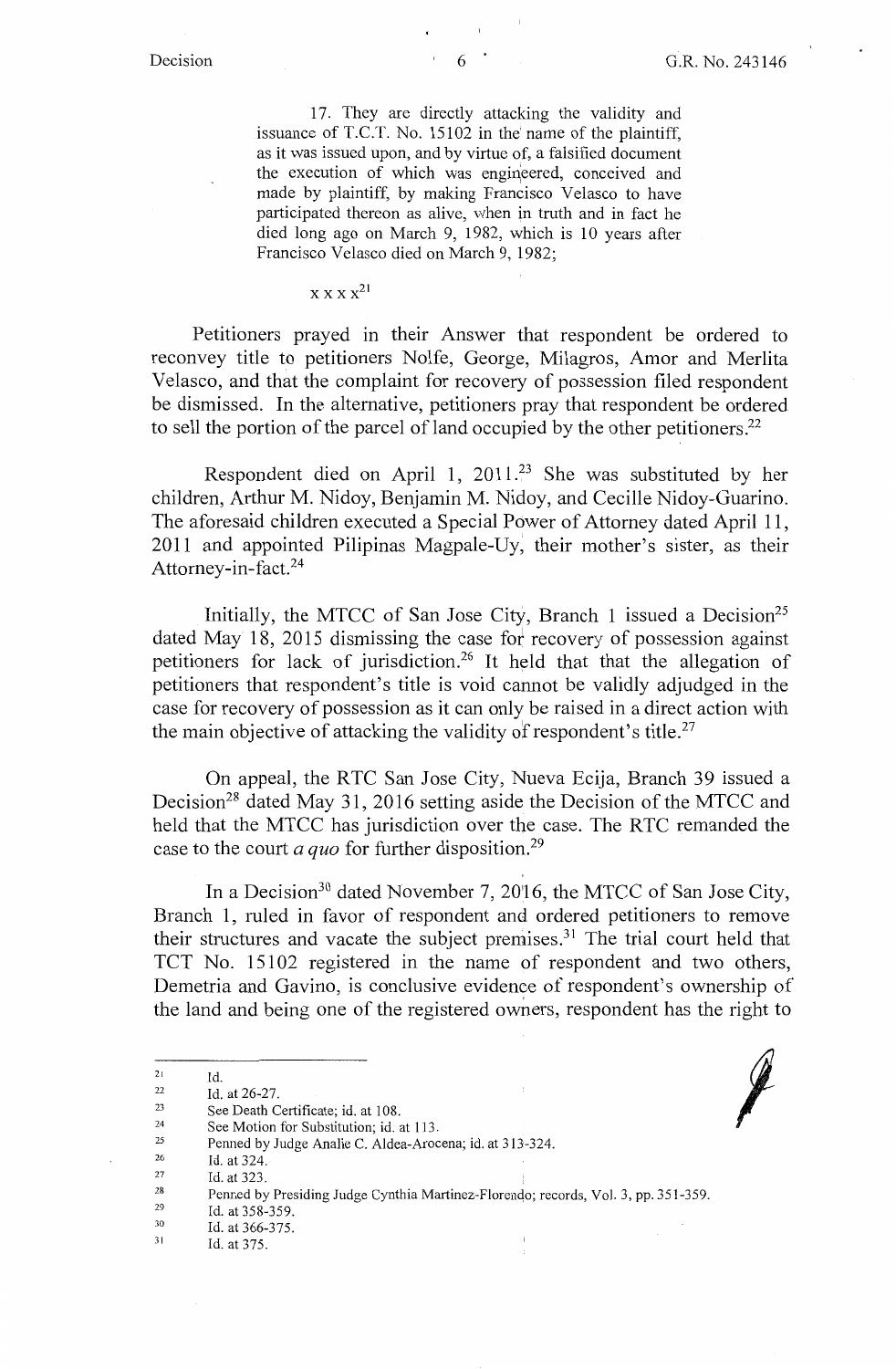> 17. They are directly attacking the validity and issuance of T.C.T. No. 15102 in the name of the plaintiff, as it was issued upon, and by virtue of, a falsified document the execution of which was engineered, conceived and made by plaintiff, by making Francisco Velasco to have participated thereon as alive, when in truth and in fact he died long ago on March 9, 1982, which is 10 years after Francisco Velasco died on March 9, 1982;
>
> x x x x[21]

Petitioners prayed in their Answer that respondent be ordered to reconvey title to petitioners Nolfe, George, Milagros, Amor and Merlita Velasco, and that the complaint for recovery of possession filed respondent be dismissed. In the alternative, petitioners pray that respondent be ordered to sell the portion of the parcel of land occupied by the other petitioners.[22]

Respondent died on April 1, 2011.[23] She was substituted by her children, Arthur M. Nidoy, Benjamin M. Nidoy, and Cecille Nidoy-Guarino. The aforesaid children executed a Special Power of Attorney dated April 11, 2011 and appointed Pilipinas Magpale-Uy, their mother's sister, as their Attorney-in-fact.[24]

Initially, the MTCC of San Jose City, Branch 1 issued a Decision[25] dated May 18, 2015 dismissing the case for recovery of possession against petitioners for lack of jurisdiction.[26] It held that that the allegation of petitioners that respondent's title is void cannot be validly adjudged in the case for recovery of possession as it can only be raised in a direct action with the main objective of attacking the validity of respondent's title.[27]

On appeal, the RTC San Jose City, Nueva Ecija, Branch 39 issued a Decision[28] dated May 31, 2016 setting aside the Decision of the MTCC and held that the MTCC has jurisdiction over the case. The RTC remanded the case to the court *a quo* for further disposition.[29]

In a Decision[30] dated November 7, 2016, the MTCC of San Jose City, Branch 1, ruled in favor of respondent and ordered petitioners to remove their structures and vacate the subject premises.[31] The trial court held that TCT No. 15102 registered in the name of respondent and two others, Demetria and Gavino, is conclusive evidence of respondent's ownership of the land and being one of the registered owners, respondent has the right to

---

[21] Id.
[22] Id. at 26-27.
[23] See Death Certificate; id. at 108.
[24] See Motion for Substitution; id. at 113.
[25] Penned by Judge Analie C. Aldea-Arocena; id. at 313-324.
[26] Id. at 324.
[27] Id. at 323.
[28] Penned by Presiding Judge Cynthia Martinez-Florendo; records, Vol. 3, pp. 351-359.
[29] Id. at 358-359.
[30] Id. at 366-375.
[31] Id. at 375.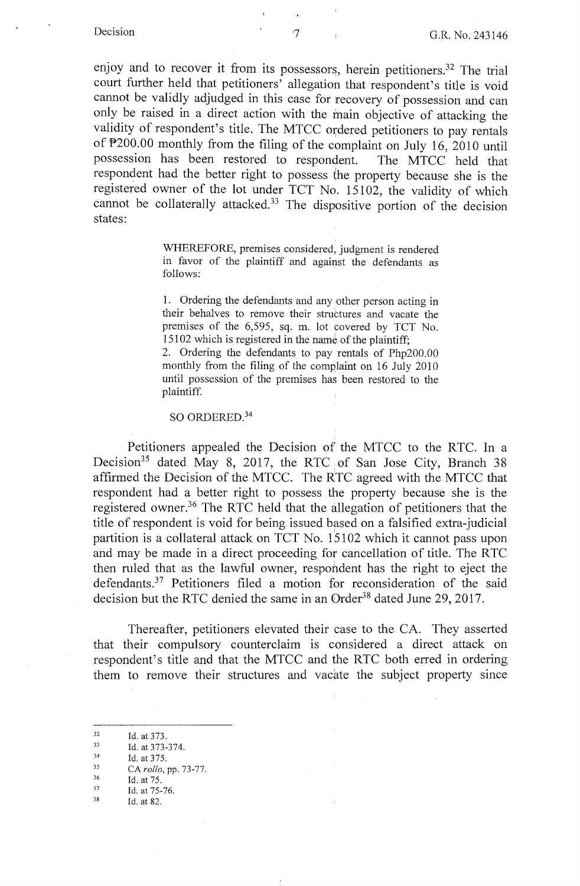enjoy and to recover it from its possessors, herein petitioners.[32] The trial court further held that petitioners' allegation that respondent's title is void cannot be validly adjudged in this case for recovery of possession and can only be raised in a direct action with the main objective of attacking the validity of respondent's title. The MTCC ordered petitioners to pay rentals of ₱200.00 monthly from the filing of the complaint on July 16, 2010 until possession has been restored to respondent. The MTCC held that respondent had the better right to possess the property because she is the registered owner of the lot under TCT No. 15102, the validity of which cannot be collaterally attacked.[33] The dispositive portion of the decision states:

> WHEREFORE, premises considered, judgment is rendered in favor of the plaintiff and against the defendants as follows:
>
> 1. Ordering the defendants and any other person acting in their behalves to remove their structures and vacate the premises of the 6,595, sq. m. lot covered by TCT No. 15102 which is registered in the name of the plaintiff;
> 2. Ordering the defendants to pay rentals of Php200.00 monthly from the filing of the complaint on 16 July 2010 until possession of the premises has been restored to the plaintiff.
>
> SO ORDERED.[34]

Petitioners appealed the Decision of the MTCC to the RTC. In a Decision[35] dated May 8, 2017, the RTC of San Jose City, Branch 38 affirmed the Decision of the MTCC. The RTC agreed with the MTCC that respondent had a better right to possess the property because she is the registered owner.[36] The RTC held that the allegation of petitioners that the title of respondent is void for being issued based on a falsified extra-judicial partition is a collateral attack on TCT No. 15102 which it cannot pass upon and may be made in a direct proceeding for cancellation of title. The RTC then ruled that as the lawful owner, respondent has the right to eject the defendants.[37] Petitioners filed a motion for reconsideration of the said decision but the RTC denied the same in an Order[38] dated June 29, 2017.

Thereafter, petitioners elevated their case to the CA. They asserted that their compulsory counterclaim is considered a direct attack on respondent's title and that the MTCC and the RTC both erred in ordering them to remove their structures and vacate the subject property since

---

[32] Id. at 373.
[33] Id. at 373-374.
[34] Id. at 375.
[35] CA *rollo*, pp. 73-77.
[36] Id. at 75.
[37] Id. at 75-76.
[38] Id. at 82.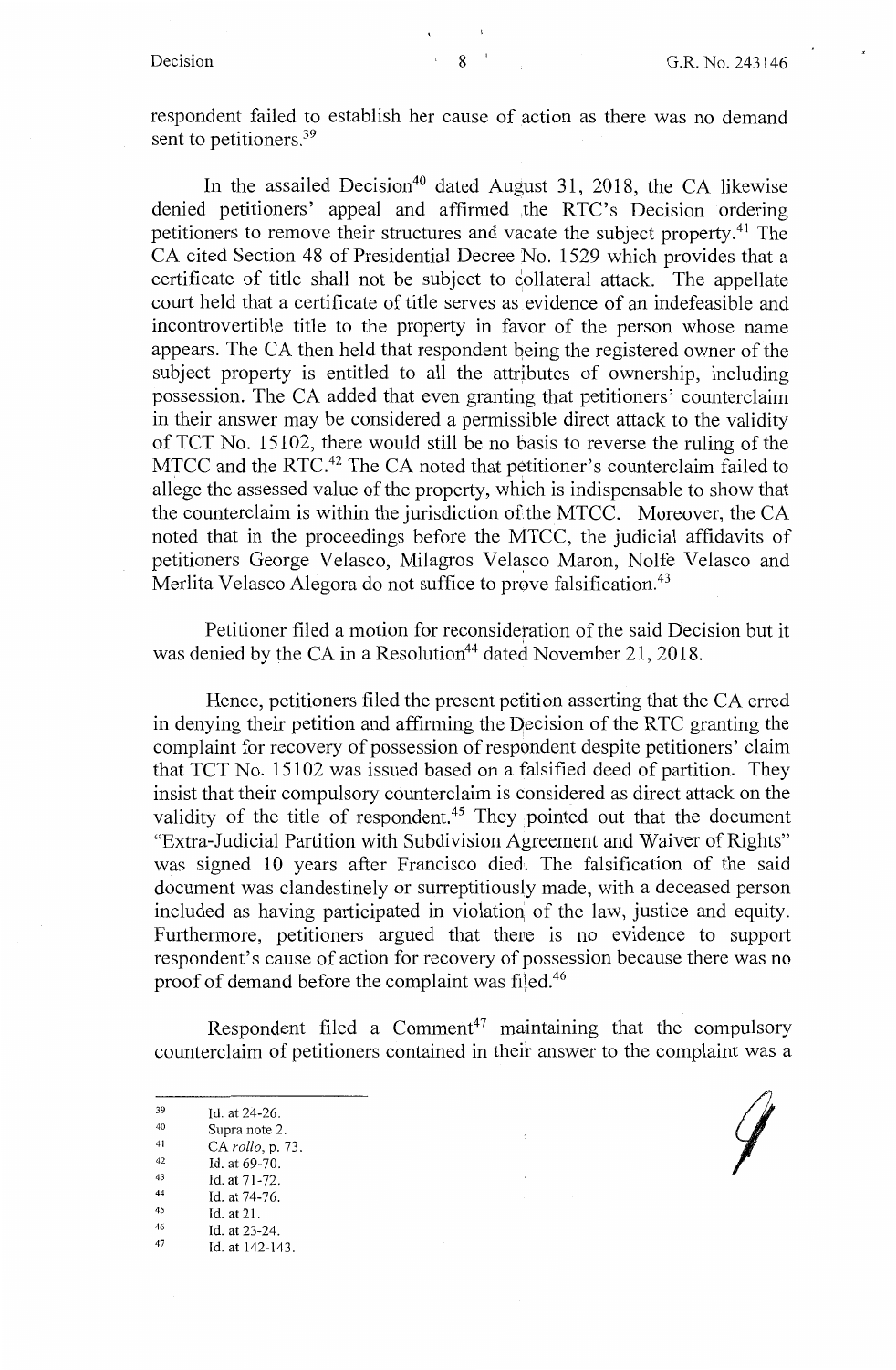respondent failed to establish her cause of action as there was no demand sent to petitioners.[39]

In the assailed Decision[40] dated August 31, 2018, the CA likewise denied petitioners' appeal and affirmed the RTC's Decision ordering petitioners to remove their structures and vacate the subject property.[41] The CA cited Section 48 of Presidential Decree No. 1529 which provides that a certificate of title shall not be subject to collateral attack. The appellate court held that a certificate of title serves as evidence of an indefeasible and incontrovertible title to the property in favor of the person whose name appears. The CA then held that respondent being the registered owner of the subject property is entitled to all the attributes of ownership, including possession. The CA added that even granting that petitioners' counterclaim in their answer may be considered a permissible direct attack to the validity of TCT No. 15102, there would still be no basis to reverse the ruling of the MTCC and the RTC.[42] The CA noted that petitioner's counterclaim failed to allege the assessed value of the property, which is indispensable to show that the counterclaim is within the jurisdiction of the MTCC. Moreover, the CA noted that in the proceedings before the MTCC, the judicial affidavits of petitioners George Velasco, Milagros Velasco Maron, Nolfe Velasco and Merlita Velasco Alegora do not suffice to prove falsification.[43]

Petitioner filed a motion for reconsideration of the said Decision but it was denied by the CA in a Resolution[44] dated November 21, 2018.

Hence, petitioners filed the present petition asserting that the CA erred in denying their petition and affirming the Decision of the RTC granting the complaint for recovery of possession of respondent despite petitioners' claim that TCT No. 15102 was issued based on a falsified deed of partition. They insist that their compulsory counterclaim is considered as direct attack on the validity of the title of respondent.[45] They pointed out that the document "Extra-Judicial Partition with Subdivision Agreement and Waiver of Rights" was signed 10 years after Francisco died. The falsification of the said document was clandestinely or surreptitiously made, with a deceased person included as having participated in violation of the law, justice and equity. Furthermore, petitioners argued that there is no evidence to support respondent's cause of action for recovery of possession because there was no proof of demand before the complaint was filed.[46]

Respondent filed a Comment[47] maintaining that the compulsory counterclaim of petitioners contained in their answer to the complaint was a

---

[39] Id. at 24-26.
[40] Supra note 2.
[41] CA *rollo*, p. 73.
[42] Id. at 69-70.
[43] Id. at 71-72.
[44] Id. at 74-76.
[45] Id. at 21.
[46] Id. at 23-24.
[47] Id. at 142-143.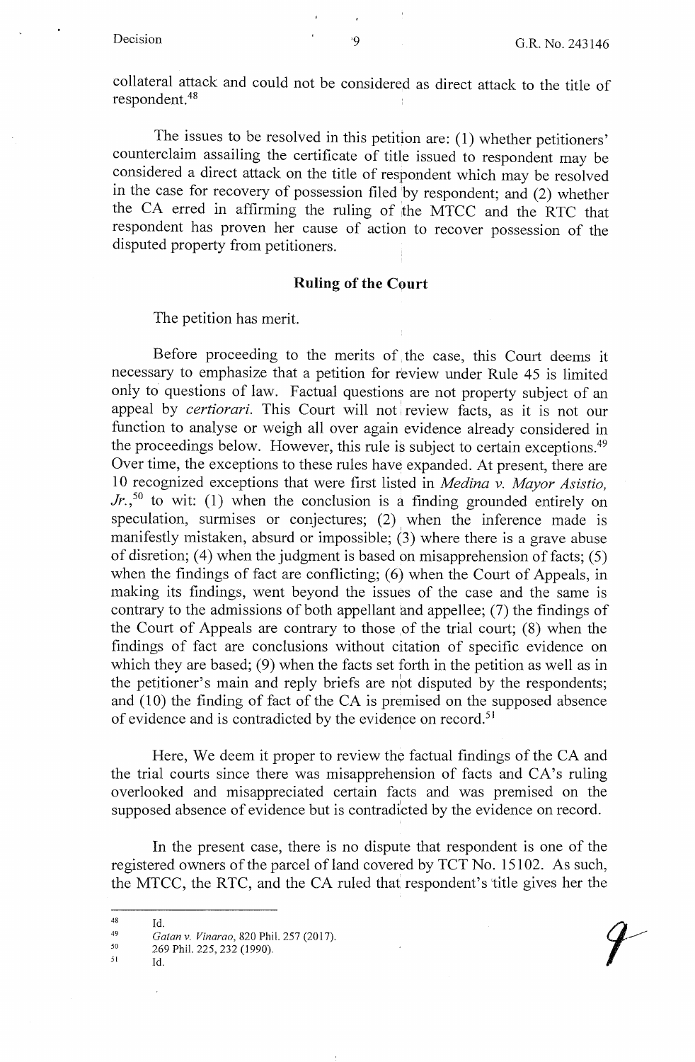collateral attack and could not be considered as direct attack to the title of respondent.[48]

The issues to be resolved in this petition are: (1) whether petitioners' counterclaim assailing the certificate of title issued to respondent may be considered a direct attack on the title of respondent which may be resolved in the case for recovery of possession filed by respondent; and (2) whether the CA erred in affirming the ruling of the MTCC and the RTC that respondent has proven her cause of action to recover possession of the disputed property from petitioners.

## Ruling of the Court

The petition has merit.

Before proceeding to the merits of the case, this Court deems it necessary to emphasize that a petition for review under Rule 45 is limited only to questions of law. Factual questions are not property subject of an appeal by *certiorari*. This Court will not review facts, as it is not our function to analyse or weigh all over again evidence already considered in the proceedings below. However, this rule is subject to certain exceptions.[49] Over time, the exceptions to these rules have expanded. At present, there are 10 recognized exceptions that were first listed in *Medina v. Mayor Asistio, Jr.*,[50] to wit: (1) when the conclusion is a finding grounded entirely on speculation, surmises or conjectures; (2) when the inference made is manifestly mistaken, absurd or impossible; (3) where there is a grave abuse of disretion; (4) when the judgment is based on misapprehension of facts; (5) when the findings of fact are conflicting; (6) when the Court of Appeals, in making its findings, went beyond the issues of the case and the same is contrary to the admissions of both appellant and appellee; (7) the findings of the Court of Appeals are contrary to those of the trial court; (8) when the findings of fact are conclusions without citation of specific evidence on which they are based; (9) when the facts set forth in the petition as well as in the petitioner's main and reply briefs are not disputed by the respondents; and (10) the finding of fact of the CA is premised on the supposed absence of evidence and is contradicted by the evidence on record.[51]

Here, We deem it proper to review the factual findings of the CA and the trial courts since there was misapprehension of facts and CA's ruling overlooked and misappreciated certain facts and was premised on the supposed absence of evidence but is contradicted by the evidence on record.

In the present case, there is no dispute that respondent is one of the registered owners of the parcel of land covered by TCT No. 15102. As such, the MTCC, the RTC, and the CA ruled that respondent's title gives her the

---

[48] Id.

[49] *Gatan v. Vinarao*, 820 Phil. 257 (2017).

[50] 269 Phil. 225, 232 (1990).

[51] Id.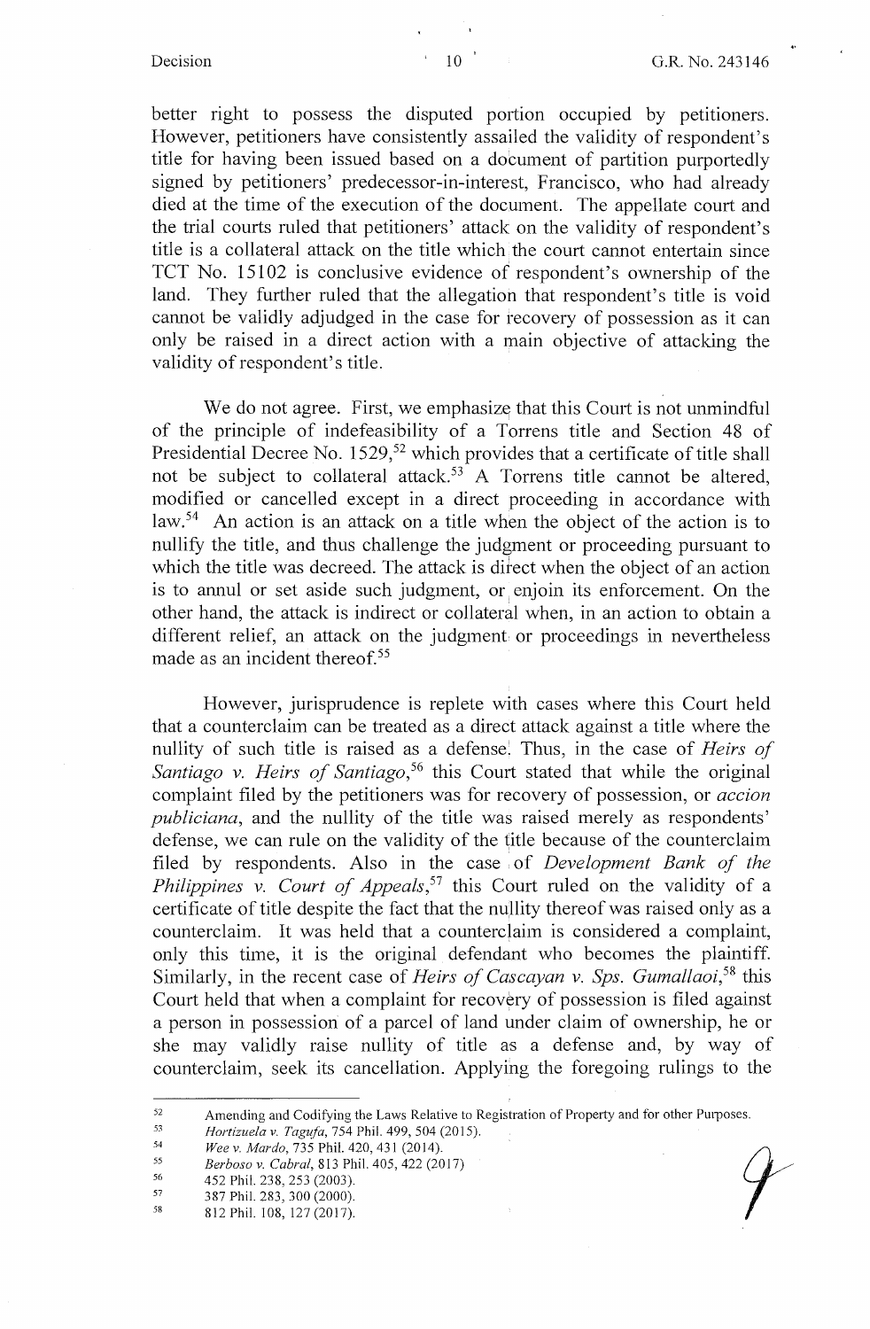better right to possess the disputed portion occupied by petitioners. However, petitioners have consistently assailed the validity of respondent's title for having been issued based on a document of partition purportedly signed by petitioners' predecessor-in-interest, Francisco, who had already died at the time of the execution of the document. The appellate court and the trial courts ruled that petitioners' attack on the validity of respondent's title is a collateral attack on the title which the court cannot entertain since TCT No. 15102 is conclusive evidence of respondent's ownership of the land. They further ruled that the allegation that respondent's title is void cannot be validly adjudged in the case for recovery of possession as it can only be raised in a direct action with a main objective of attacking the validity of respondent's title.

We do not agree. First, we emphasize that this Court is not unmindful of the principle of indefeasibility of a Torrens title and Section 48 of Presidential Decree No. 1529,[52] which provides that a certificate of title shall not be subject to collateral attack.[53] A Torrens title cannot be altered, modified or cancelled except in a direct proceeding in accordance with law.[54] An action is an attack on a title when the object of the action is to nullify the title, and thus challenge the judgment or proceeding pursuant to which the title was decreed. The attack is direct when the object of an action is to annul or set aside such judgment, or enjoin its enforcement. On the other hand, the attack is indirect or collateral when, in an action to obtain a different relief, an attack on the judgment or proceedings in nevertheless made as an incident thereof.[55]

However, jurisprudence is replete with cases where this Court held that a counterclaim can be treated as a direct attack against a title where the nullity of such title is raised as a defense. Thus, in the case of *Heirs of Santiago v. Heirs of Santiago*,[56] this Court stated that while the original complaint filed by the petitioners was for recovery of possession, or *accion publiciana*, and the nullity of the title was raised merely as respondents' defense, we can rule on the validity of the title because of the counterclaim filed by respondents. Also in the case of *Development Bank of the Philippines v. Court of Appeals*,[57] this Court ruled on the validity of a certificate of title despite the fact that the nullity thereof was raised only as a counterclaim. It was held that a counterclaim is considered a complaint, only this time, it is the original defendant who becomes the plaintiff. Similarly, in the recent case of *Heirs of Cascayan v. Sps. Gumallaoi*,[58] this Court held that when a complaint for recovery of possession is filed against a person in possession of a parcel of land under claim of ownership, he or she may validly raise nullity of title as a defense and, by way of counterclaim, seek its cancellation. Applying the foregoing rulings to the

---

[52] Amending and Codifying the Laws Relative to Registration of Property and for other Purposes.

[53] *Hortizuela v. Tagufa*, 754 Phil. 499, 504 (2015).

[54] *Wee v. Mardo*, 735 Phil. 420, 431 (2014).

[55] *Berboso v. Cabral*, 813 Phil. 405, 422 (2017)

[56] 452 Phil. 238, 253 (2003).

[57] 387 Phil. 283, 300 (2000).

[58] 812 Phil. 108, 127 (2017).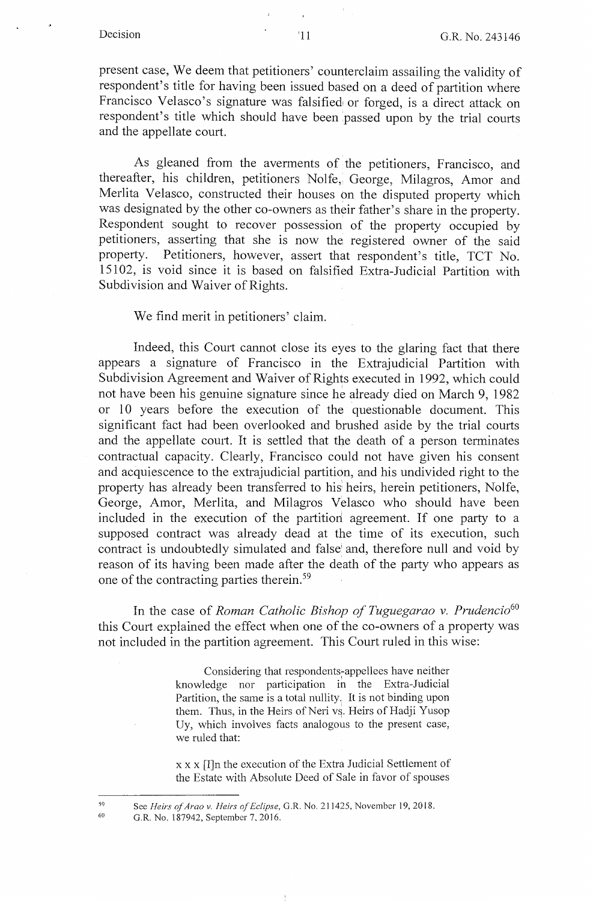present case, We deem that petitioners' counterclaim assailing the validity of respondent's title for having been issued based on a deed of partition where Francisco Velasco's signature was falsified or forged, is a direct attack on respondent's title which should have been passed upon by the trial courts and the appellate court.

As gleaned from the averments of the petitioners, Francisco, and thereafter, his children, petitioners Nolfe, George, Milagros, Amor and Merlita Velasco, constructed their houses on the disputed property which was designated by the other co-owners as their father's share in the property. Respondent sought to recover possession of the property occupied by petitioners, asserting that she is now the registered owner of the said property. Petitioners, however, assert that respondent's title, TCT No. 15102, is void since it is based on falsified Extra-Judicial Partition with Subdivision and Waiver of Rights.

We find merit in petitioners' claim.

Indeed, this Court cannot close its eyes to the glaring fact that there appears a signature of Francisco in the Extrajudicial Partition with Subdivision Agreement and Waiver of Rights executed in 1992, which could not have been his genuine signature since he already died on March 9, 1982 or 10 years before the execution of the questionable document. This significant fact had been overlooked and brushed aside by the trial courts and the appellate court. It is settled that the death of a person terminates contractual capacity. Clearly, Francisco could not have given his consent and acquiescence to the extrajudicial partition, and his undivided right to the property has already been transferred to his heirs, herein petitioners, Nolfe, George, Amor, Merlita, and Milagros Velasco who should have been included in the execution of the partition agreement. If one party to a supposed contract was already dead at the time of its execution, such contract is undoubtedly simulated and false and, therefore null and void by reason of its having been made after the death of the party who appears as one of the contracting parties therein.[59]

In the case of *Roman Catholic Bishop of Tuguegarao v. Prudencio*[60] this Court explained the effect when one of the co-owners of a property was not included in the partition agreement. This Court ruled in this wise:

> Considering that respondents-appellees have neither knowledge nor participation in the Extra-Judicial Partition, the same is a total nullity. It is not binding upon them. Thus, in the Heirs of Neri vs. Heirs of Hadji Yusop Uy, which involves facts analogous to the present case, we ruled that:
>
> x x x [I]n the execution of the Extra Judicial Settlement of the Estate with Absolute Deed of Sale in favor of spouses

---

[59] See *Heirs of Arao v. Heirs of Eclipse*, G.R. No. 211425, November 19, 2018.

[60] G.R. No. 187942, September 7, 2016.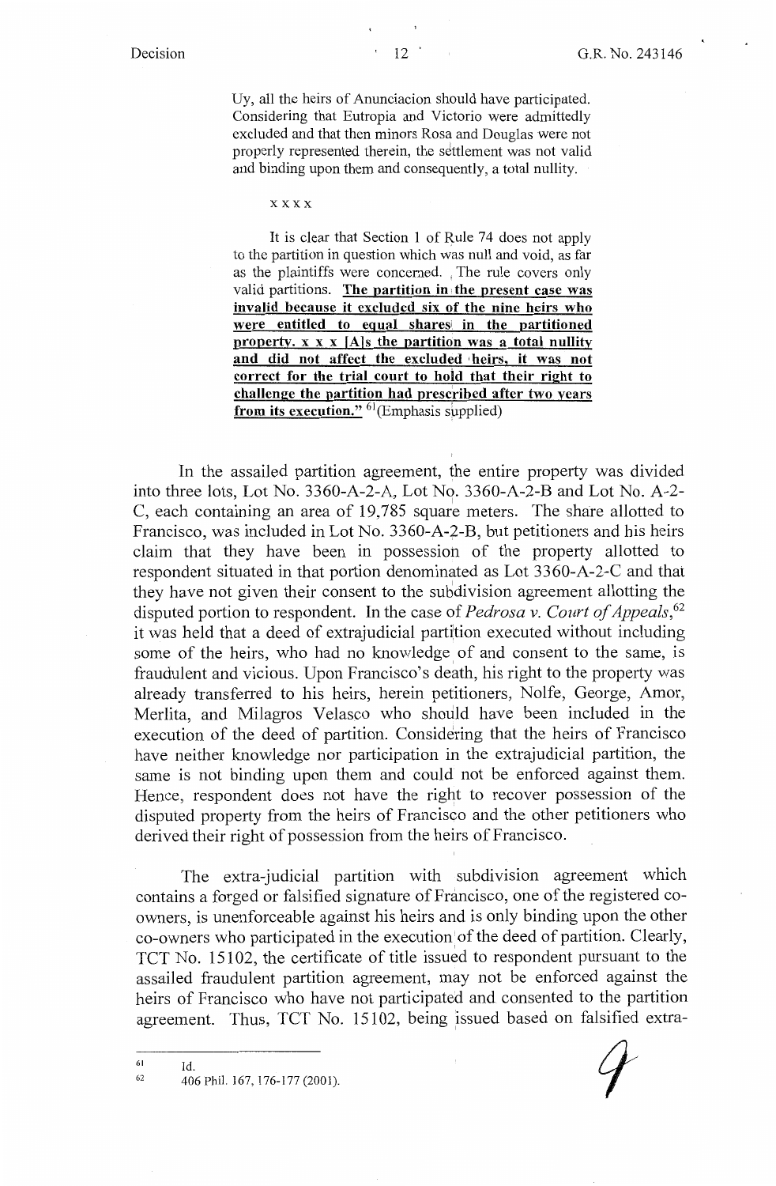> Uy, all the heirs of Anunciacion should have participated. Considering that Eutropia and Victorio were admittedly excluded and that then minors Rosa and Douglas were not properly represented therein, the settlement was not valid and binding upon them and consequently, a total nullity.
>
> x x x x
>
> It is clear that Section 1 of Rule 74 does not apply to the partition in question which was null and void, as far as the plaintiffs were concerned. The rule covers only valid partitions. **<u>The partition in the present case was invalid because it excluded six of the nine heirs who were entitled to equal shares in the partitioned property. x x x [A]s the partition was a total nullity and did not affect the excluded heirs, it was not correct for the trial court to hold that their right to challenge the partition had prescribed after two years from its execution."</u>** [61](Emphasis supplied)

In the assailed partition agreement, the entire property was divided into three lots, Lot No. 3360-A-2-A, Lot No. 3360-A-2-B and Lot No. A-2-C, each containing an area of 19,785 square meters. The share allotted to Francisco, was included in Lot No. 3360-A-2-B, but petitioners and his heirs claim that they have been in possession of the property allotted to respondent situated in that portion denominated as Lot 3360-A-2-C and that they have not given their consent to the subdivision agreement allotting the disputed portion to respondent. In the case of *Pedrosa v. Court of Appeals*,[62] it was held that a deed of extrajudicial partition executed without including some of the heirs, who had no knowledge of and consent to the same, is fraudulent and vicious. Upon Francisco's death, his right to the property was already transferred to his heirs, herein petitioners, Nolfe, George, Amor, Merlita, and Milagros Velasco who should have been included in the execution of the deed of partition. Considering that the heirs of Francisco have neither knowledge nor participation in the extrajudicial partition, the same is not binding upon them and could not be enforced against them. Hence, respondent does not have the right to recover possession of the disputed property from the heirs of Francisco and the other petitioners who derived their right of possession from the heirs of Francisco.

The extra-judicial partition with subdivision agreement which contains a forged or falsified signature of Francisco, one of the registered co-owners, is unenforceable against his heirs and is only binding upon the other co-owners who participated in the execution of the deed of partition. Clearly, TCT No. 15102, the certificate of title issued to respondent pursuant to the assailed fraudulent partition agreement, may not be enforced against the heirs of Francisco who have not participated and consented to the partition agreement. Thus, TCT No. 15102, being issued based on falsified extra-

---

[61] Id.

[62] 406 Phil. 167, 176-177 (2001).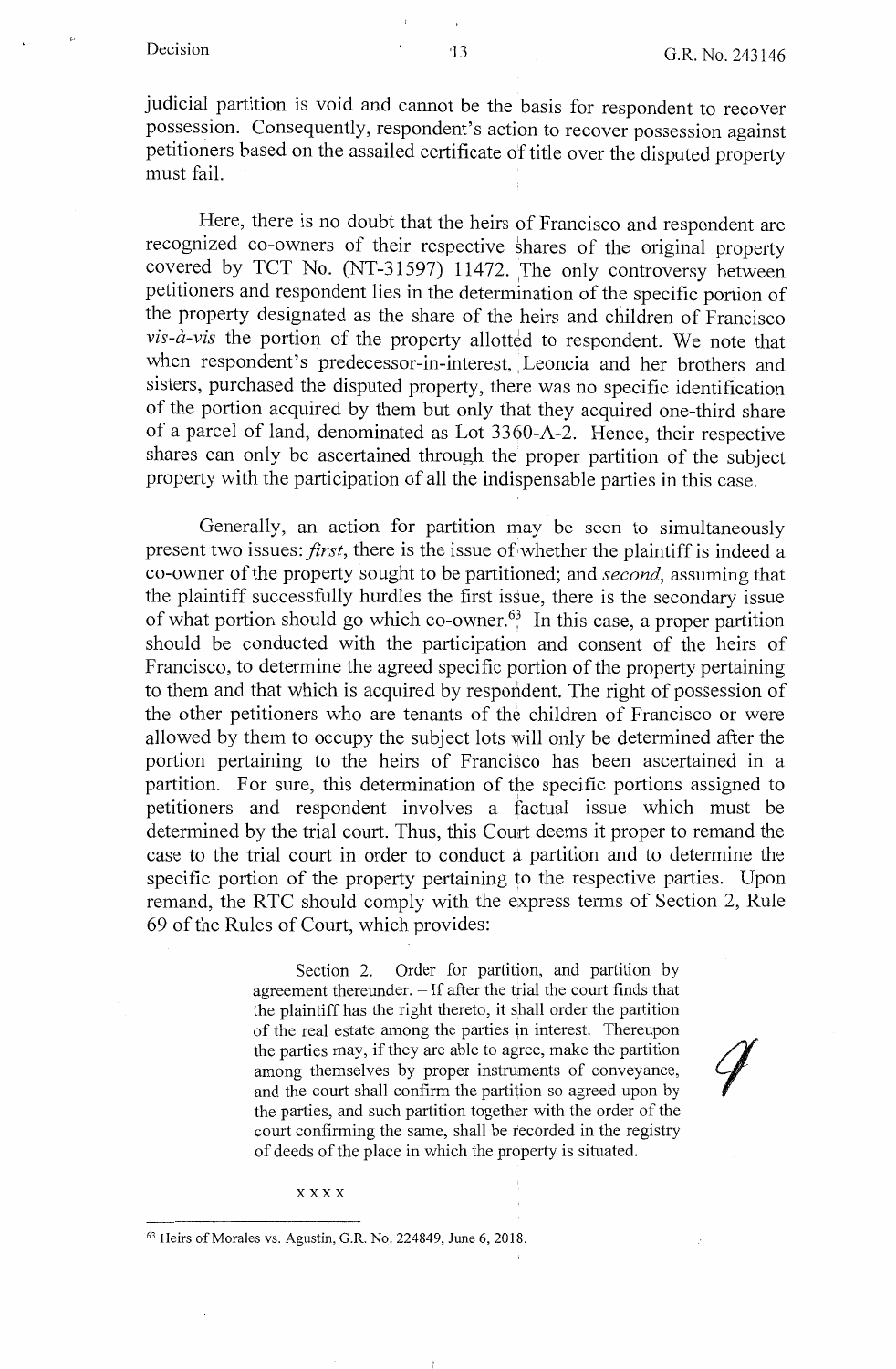judicial partition is void and cannot be the basis for respondent to recover possession. Consequently, respondent's action to recover possession against petitioners based on the assailed certificate of title over the disputed property must fail.

Here, there is no doubt that the heirs of Francisco and respondent are recognized co-owners of their respective shares of the original property covered by TCT No. (NT-31597) 11472. The only controversy between petitioners and respondent lies in the determination of the specific portion of the property designated as the share of the heirs and children of Francisco *vis-à-vis* the portion of the property allotted to respondent. We note that when respondent's predecessor-in-interest, Leoncia and her brothers and sisters, purchased the disputed property, there was no specific identification of the portion acquired by them but only that they acquired one-third share of a parcel of land, denominated as Lot 3360-A-2. Hence, their respective shares can only be ascertained through the proper partition of the subject property with the participation of all the indispensable parties in this case.

Generally, an action for partition may be seen to simultaneously present two issues: *first*, there is the issue of whether the plaintiff is indeed a co-owner of the property sought to be partitioned; and *second*, assuming that the plaintiff successfully hurdles the first issue, there is the secondary issue of what portion should go which co-owner.[63] In this case, a proper partition should be conducted with the participation and consent of the heirs of Francisco, to determine the agreed specific portion of the property pertaining to them and that which is acquired by respondent. The right of possession of the other petitioners who are tenants of the children of Francisco or were allowed by them to occupy the subject lots will only be determined after the portion pertaining to the heirs of Francisco has been ascertained in a partition. For sure, this determination of the specific portions assigned to petitioners and respondent involves a factual issue which must be determined by the trial court. Thus, this Court deems it proper to remand the case to the trial court in order to conduct a partition and to determine the specific portion of the property pertaining to the respective parties. Upon remand, the RTC should comply with the express terms of Section 2, Rule 69 of the Rules of Court, which provides:

> Section 2. Order for partition, and partition by agreement thereunder. – If after the trial the court finds that the plaintiff has the right thereto, it shall order the partition of the real estate among the parties in interest. Thereupon the parties may, if they are able to agree, make the partition among themselves by proper instruments of conveyance, and the court shall confirm the partition so agreed upon by the parties, and such partition together with the order of the court confirming the same, shall be recorded in the registry of deeds of the place in which the property is situated.
>
> x x x x

---

[63] Heirs of Morales vs. Agustin, G.R. No. 224849, June 6, 2018.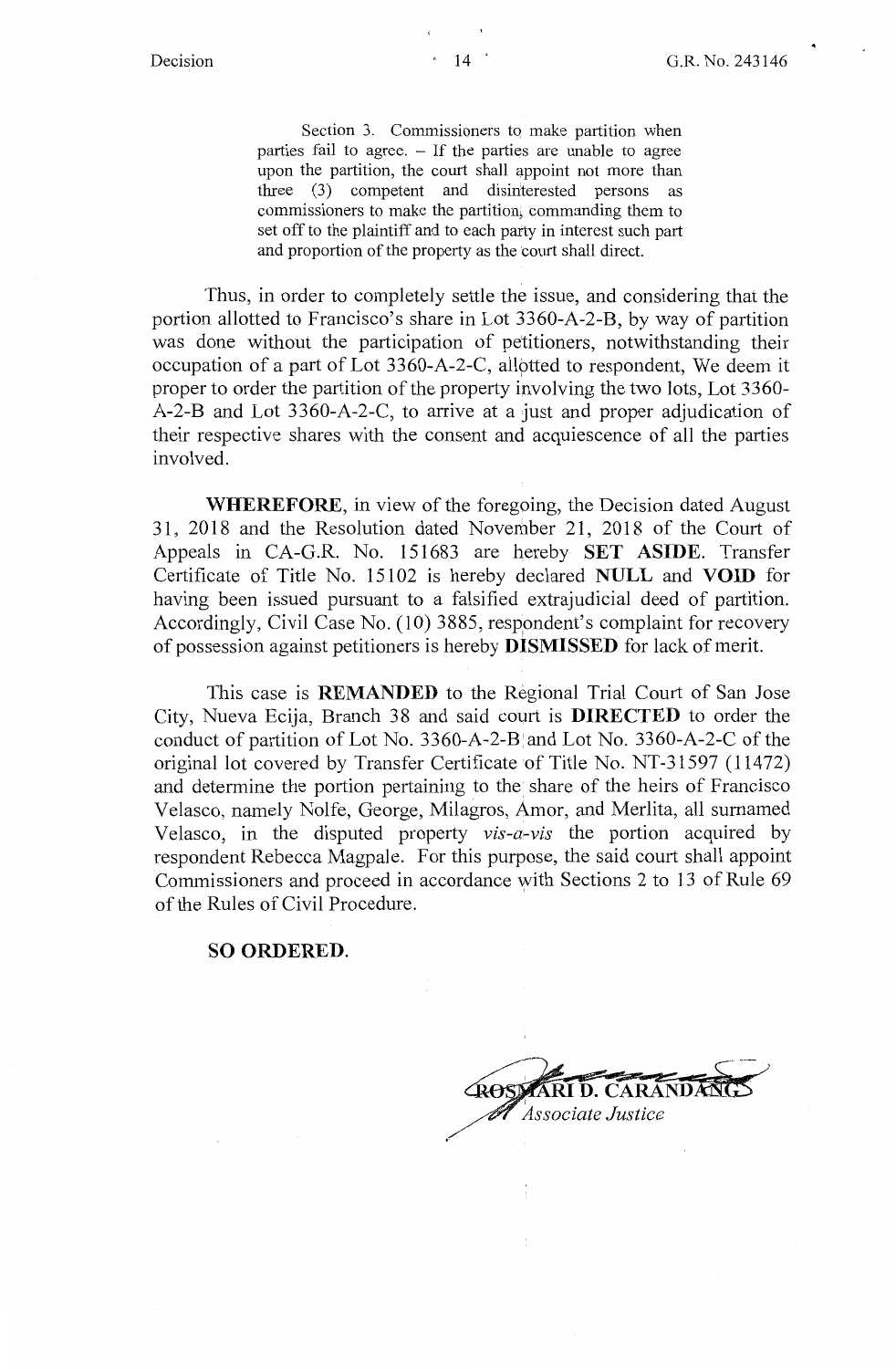> Section 3. Commissioners to make partition when parties fail to agree. – If the parties are unable to agree upon the partition, the court shall appoint not more than three (3) competent and disinterested persons as commissioners to make the partition, commanding them to set off to the plaintiff and to each party in interest such part and proportion of the property as the court shall direct.

Thus, in order to completely settle the issue, and considering that the portion allotted to Francisco's share in Lot 3360-A-2-B, by way of partition was done without the participation of petitioners, notwithstanding their occupation of a part of Lot 3360-A-2-C, allotted to respondent, We deem it proper to order the partition of the property involving the two lots, Lot 3360-A-2-B and Lot 3360-A-2-C, to arrive at a just and proper adjudication of their respective shares with the consent and acquiescence of all the parties involved.

**WHEREFORE**, in view of the foregoing, the Decision dated August 31, 2018 and the Resolution dated November 21, 2018 of the Court of Appeals in CA-G.R. No. 151683 are hereby **SET ASIDE**. Transfer Certificate of Title No. 15102 is hereby declared **NULL** and **VOID** for having been issued pursuant to a falsified extrajudicial deed of partition. Accordingly, Civil Case No. (10) 3885, respondent's complaint for recovery of possession against petitioners is hereby **DISMISSED** for lack of merit.

This case is **REMANDED** to the Regional Trial Court of San Jose City, Nueva Ecija, Branch 38 and said court is **DIRECTED** to order the conduct of partition of Lot No. 3360-A-2-B and Lot No. 3360-A-2-C of the original lot covered by Transfer Certificate of Title No. NT-31597 (11472) and determine the portion pertaining to the share of the heirs of Francisco Velasco, namely Nolfe, George, Milagros, Amor, and Merlita, all surnamed Velasco, in the disputed property *vis-a-vis* the portion acquired by respondent Rebecca Magpale. For this purpose, the said court shall appoint Commissioners and proceed in accordance with Sections 2 to 13 of Rule 69 of the Rules of Civil Procedure.

**SO ORDERED.**

ROSMARI D. CARANDANG
*Associate Justice*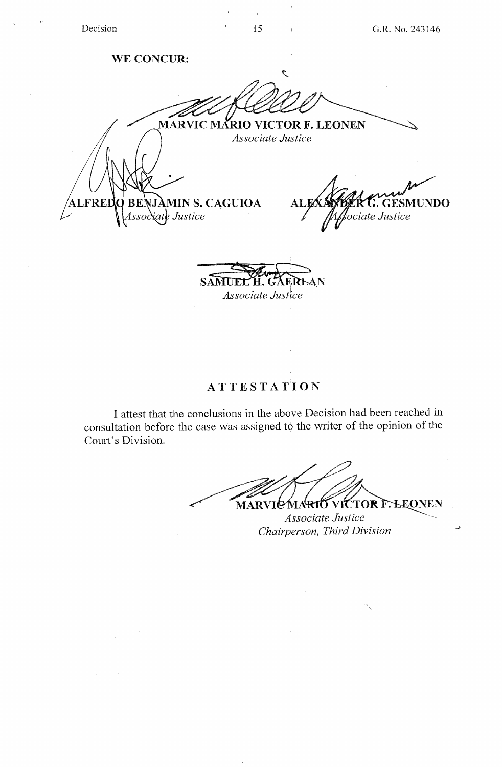**WE CONCUR:**

**MARVIC MARIO VICTOR F. LEONEN**
*Associate Justice*

**ALFREDO BENJAMIN S. CAGUIOA**
*Associate Justice*

**ALEXANDER G. GESMUNDO**
*Associate Justice*

**SAMUEL H. GAERLAN**
*Associate Justice*

## ATTESTATION

I attest that the conclusions in the above Decision had been reached in consultation before the case was assigned to the writer of the opinion of the Court's Division.

**MARVIC MARIO VICTOR F. LEONEN**
*Associate Justice*
*Chairperson, Third Division*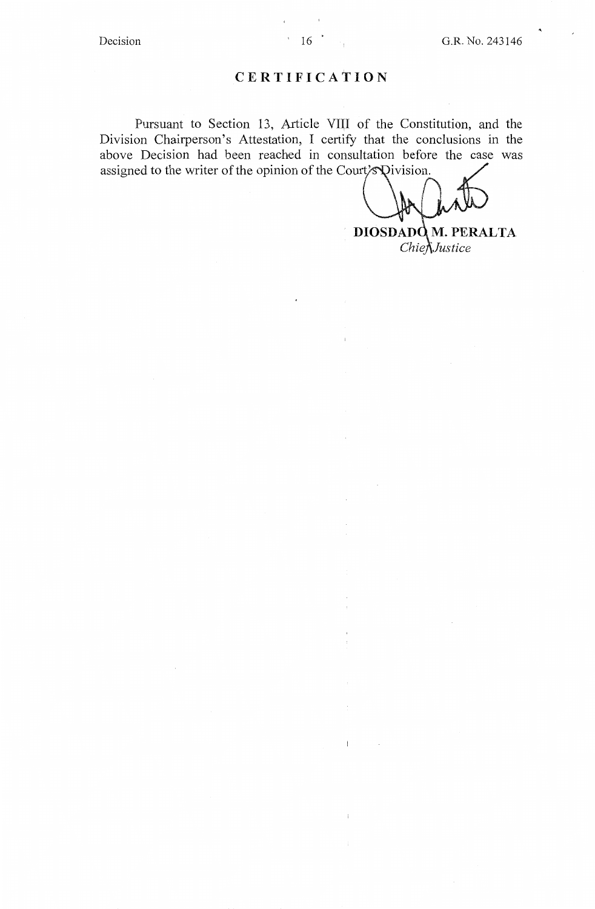## CERTIFICATION

Pursuant to Section 13, Article VIII of the Constitution, and the Division Chairperson's Attestation, I certify that the conclusions in the above Decision had been reached in consultation before the case was assigned to the writer of the opinion of the Court's Division.

**DIOSDADO M. PERALTA**
*Chief Justice*